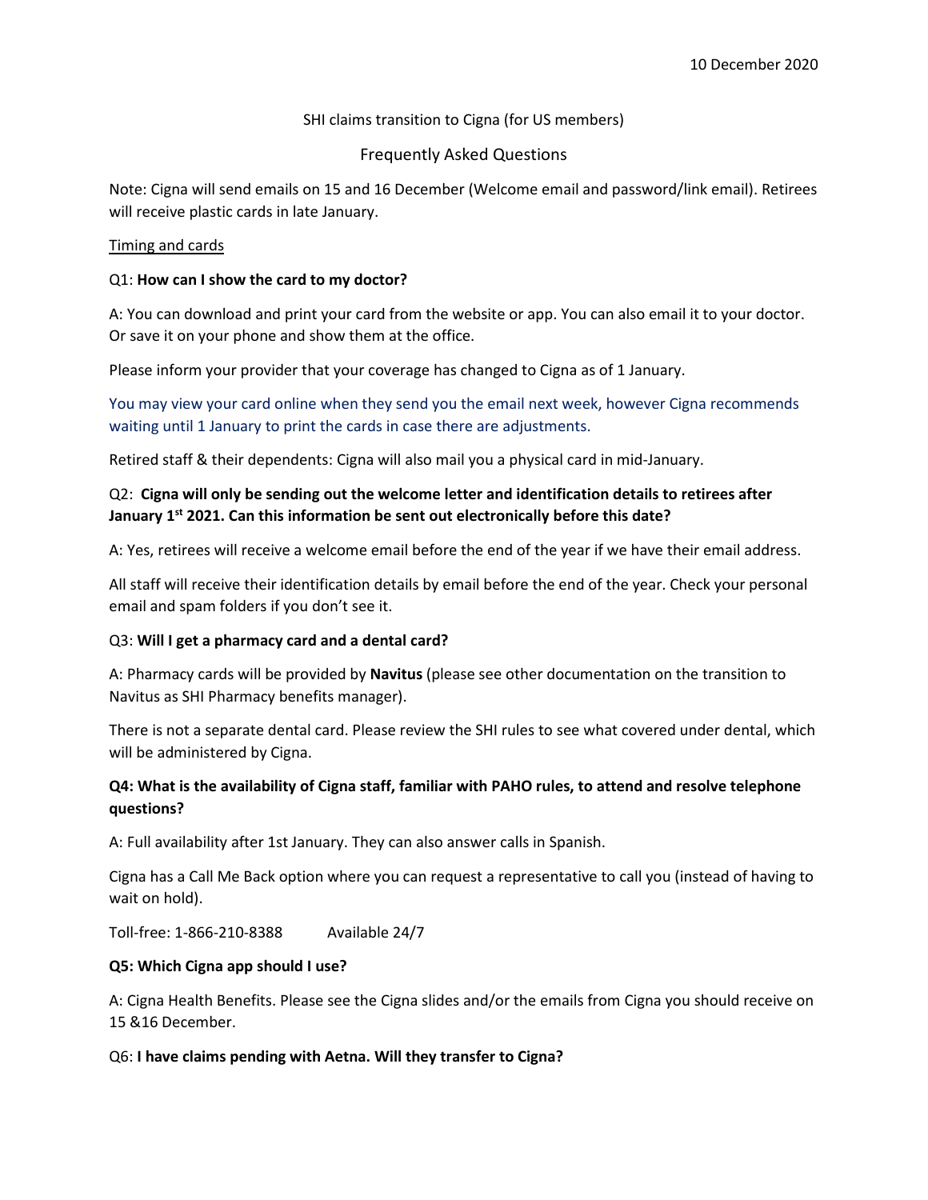10 December 2020

SHI claims transition to Cigna (for US members)

Frequently Asked Questions

Note: Cigna will send emails on 15 and 16 December (Welcome email and password/link email). Retirees will receive plastic cards in late January.

<u>Timing and cards</u>

Q1: **How can I show the card to my doctor?**

A: You can download and print your card from the website or app. You can also email it to your doctor. Or save it on your phone and show them at the office.

Please inform your provider that your coverage has changed to Cigna as of 1 January.

You may view your card online when they send you the email next week, however Cigna recommends waiting until 1 January to print the cards in case there are adjustments.

Retired staff & their dependents: Cigna will also mail you a physical card in mid-January.

Q2: **Cigna will only be sending out the welcome letter and identification details to retirees after January 1st 2021. Can this information be sent out electronically before this date?**

A: Yes, retirees will receive a welcome email before the end of the year if we have their email address.

All staff will receive their identification details by email before the end of the year. Check your personal email and spam folders if you don't see it.

Q3: **Will I get a pharmacy card and a dental card?**

A: Pharmacy cards will be provided by **Navitus** (please see other documentation on the transition to Navitus as SHI Pharmacy benefits manager).

There is not a separate dental card. Please review the SHI rules to see what covered under dental, which will be administered by Cigna.

**Q4: What is the availability of Cigna staff, familiar with PAHO rules, to attend and resolve telephone questions?**

A: Full availability after 1st January. They can also answer calls in Spanish.

Cigna has a Call Me Back option where you can request a representative to call you (instead of having to wait on hold).

Toll-free: 1-866-210-8388 Available 24/7

**Q5: Which Cigna app should I use?**

A: Cigna Health Benefits. Please see the Cigna slides and/or the emails from Cigna you should receive on 15 &16 December.

Q6: **I have claims pending with Aetna. Will they transfer to Cigna?**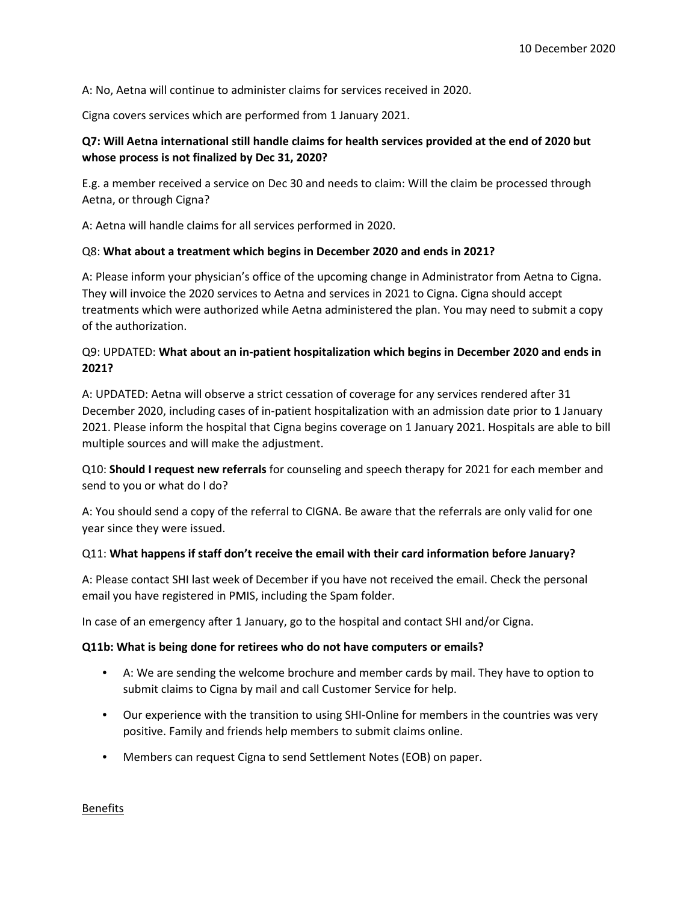A: No, Aetna will continue to administer claims for services received in 2020.

Cigna covers services which are performed from 1 January 2021.

**Q7: Will Aetna international still handle claims for health services provided at the end of 2020 but whose process is not finalized by Dec 31, 2020?**

E.g. a member received a service on Dec 30 and needs to claim: Will the claim be processed through Aetna, or through Cigna?

A: Aetna will handle claims for all services performed in 2020.

Q8: **What about a treatment which begins in December 2020 and ends in 2021?**

A: Please inform your physician's office of the upcoming change in Administrator from Aetna to Cigna. They will invoice the 2020 services to Aetna and services in 2021 to Cigna. Cigna should accept treatments which were authorized while Aetna administered the plan. You may need to submit a copy of the authorization.

Q9: UPDATED: **What about an in-patient hospitalization which begins in December 2020 and ends in 2021?**

A: UPDATED: Aetna will observe a strict cessation of coverage for any services rendered after 31 December 2020, including cases of in-patient hospitalization with an admission date prior to 1 January 2021. Please inform the hospital that Cigna begins coverage on 1 January 2021. Hospitals are able to bill multiple sources and will make the adjustment.

Q10: **Should I request new referrals** for counseling and speech therapy for 2021 for each member and send to you or what do I do?

A: You should send a copy of the referral to CIGNA. Be aware that the referrals are only valid for one year since they were issued.

Q11: **What happens if staff don't receive the email with their card information before January?**

A: Please contact SHI last week of December if you have not received the email. Check the personal email you have registered in PMIS, including the Spam folder.

In case of an emergency after 1 January, go to the hospital and contact SHI and/or Cigna.

**Q11b: What is being done for retirees who do not have computers or emails?**

- A: We are sending the welcome brochure and member cards by mail. They have to option to submit claims to Cigna by mail and call Customer Service for help.
- Our experience with the transition to using SHI-Online for members in the countries was very positive. Family and friends help members to submit claims online.
- Members can request Cigna to send Settlement Notes (EOB) on paper.

Benefits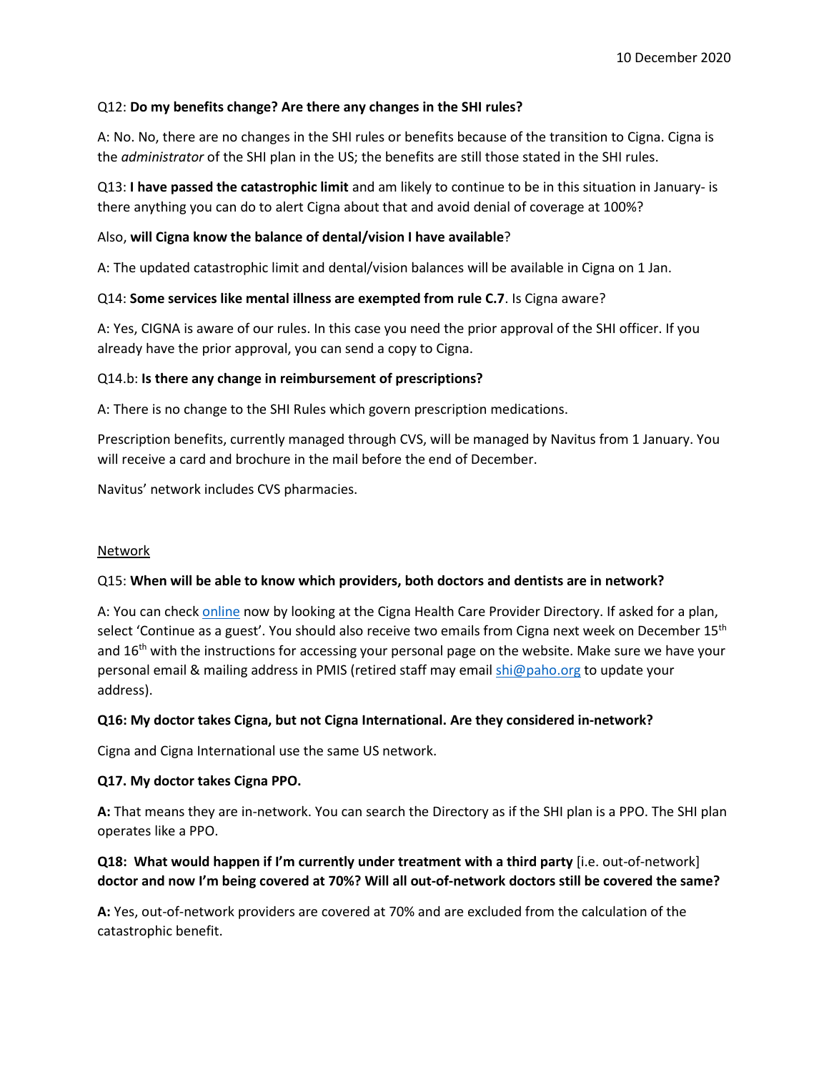Q12: **Do my benefits change? Are there any changes in the SHI rules?**

A: No. No, there are no changes in the SHI rules or benefits because of the transition to Cigna. Cigna is the *administrator* of the SHI plan in the US; the benefits are still those stated in the SHI rules.

Q13: **I have passed the catastrophic limit** and am likely to continue to be in this situation in January- is there anything you can do to alert Cigna about that and avoid denial of coverage at 100%?

Also, **will Cigna know the balance of dental/vision I have available**?

A: The updated catastrophic limit and dental/vision balances will be available in Cigna on 1 Jan.

Q14: **Some services like mental illness are exempted from rule C.7**. Is Cigna aware?

A: Yes, CIGNA is aware of our rules. In this case you need the prior approval of the SHI officer. If you already have the prior approval, you can send a copy to Cigna.

Q14.b: **Is there any change in reimbursement of prescriptions?**

A: There is no change to the SHI Rules which govern prescription medications.

Prescription benefits, currently managed through CVS, will be managed by Navitus from 1 January. You will receive a card and brochure in the mail before the end of December.

Navitus' network includes CVS pharmacies.

Network

Q15: **When will be able to know which providers, both doctors and dentists are in network?**

A: You can check online now by looking at the Cigna Health Care Provider Directory. If asked for a plan, select 'Continue as a guest'. You should also receive two emails from Cigna next week on December 15th and 16th with the instructions for accessing your personal page on the website. Make sure we have your personal email & mailing address in PMIS (retired staff may email shi@paho.org to update your address).

**Q16: My doctor takes Cigna, but not Cigna International. Are they considered in-network?**

Cigna and Cigna International use the same US network.

**Q17. My doctor takes Cigna PPO.**

**A:** That means they are in-network. You can search the Directory as if the SHI plan is a PPO. The SHI plan operates like a PPO.

**Q18: What would happen if I'm currently under treatment with a third party** [i.e. out-of-network] **doctor and now I'm being covered at 70%? Will all out-of-network doctors still be covered the same?**

**A:** Yes, out-of-network providers are covered at 70% and are excluded from the calculation of the catastrophic benefit.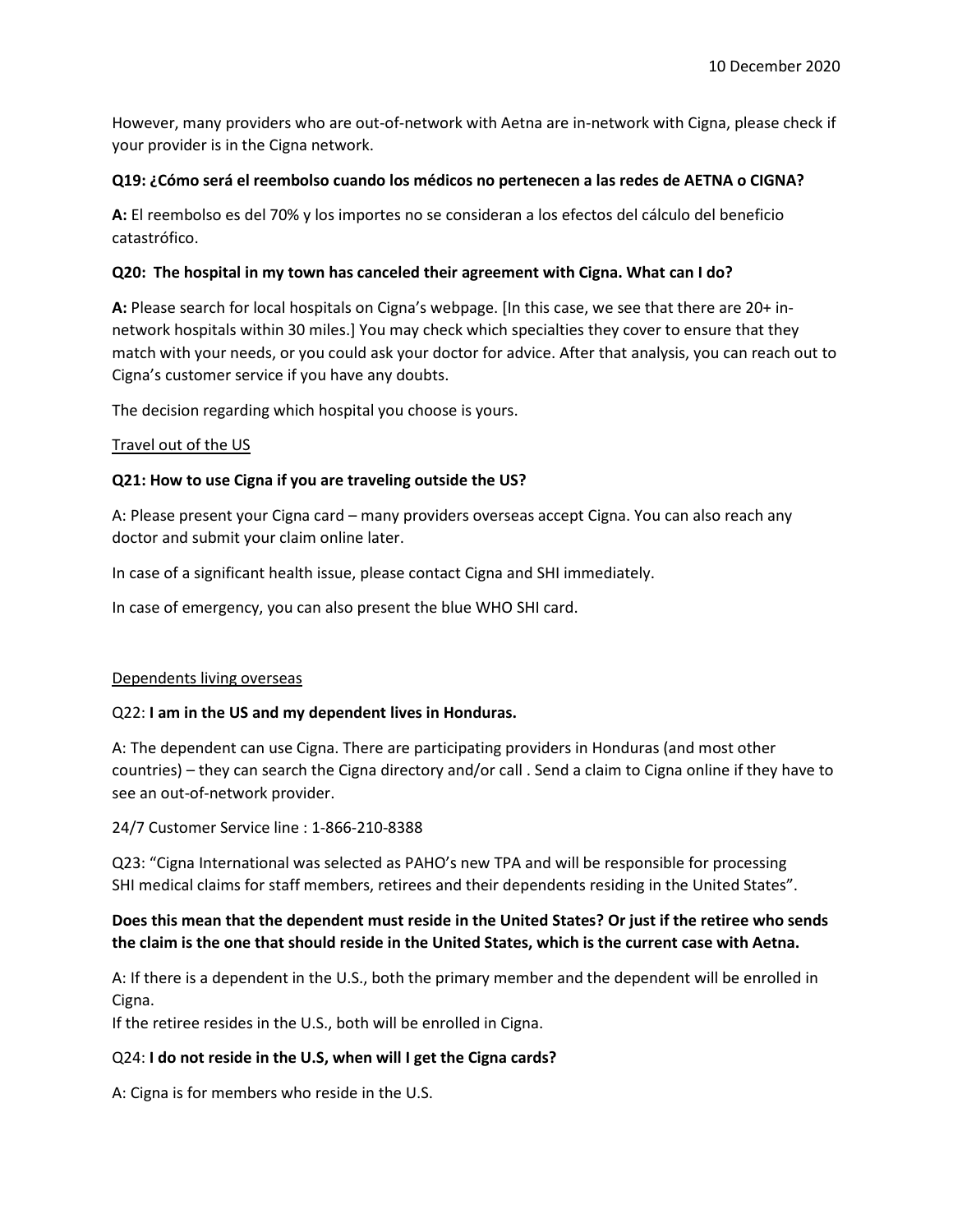However, many providers who are out-of-network with Aetna are in-network with Cigna, please check if your provider is in the Cigna network.

**Q19: ¿Cómo será el reembolso cuando los médicos no pertenecen a las redes de AETNA o CIGNA?**

**A:** El reembolso es del 70% y los importes no se consideran a los efectos del cálculo del beneficio catastrófico.

**Q20: The hospital in my town has canceled their agreement with Cigna. What can I do?**

**A:** Please search for local hospitals on Cigna's webpage. [In this case, we see that there are 20+ in-network hospitals within 30 miles.] You may check which specialties they cover to ensure that they match with your needs, or you could ask your doctor for advice. After that analysis, you can reach out to Cigna's customer service if you have any doubts.

The decision regarding which hospital you choose is yours.

<u>Travel out of the US</u>

**Q21: How to use Cigna if you are traveling outside the US?**

A: Please present your Cigna card – many providers overseas accept Cigna. You can also reach any doctor and submit your claim online later.

In case of a significant health issue, please contact Cigna and SHI immediately.

In case of emergency, you can also present the blue WHO SHI card.

<u>Dependents living overseas</u>

Q22: **I am in the US and my dependent lives in Honduras.**

A: The dependent can use Cigna. There are participating providers in Honduras (and most other countries) – they can search the Cigna directory and/or call . Send a claim to Cigna online if they have to see an out-of-network provider.

24/7 Customer Service line : 1-866-210-8388

Q23: "Cigna International was selected as PAHO's new TPA and will be responsible for processing SHI medical claims for staff members, retirees and their dependents residing in the United States".

**Does this mean that the dependent must reside in the United States? Or just if the retiree who sends the claim is the one that should reside in the United States, which is the current case with Aetna.**

A: If there is a dependent in the U.S., both the primary member and the dependent will be enrolled in Cigna.
If the retiree resides in the U.S., both will be enrolled in Cigna.

Q24: **I do not reside in the U.S, when will I get the Cigna cards?**

A: Cigna is for members who reside in the U.S.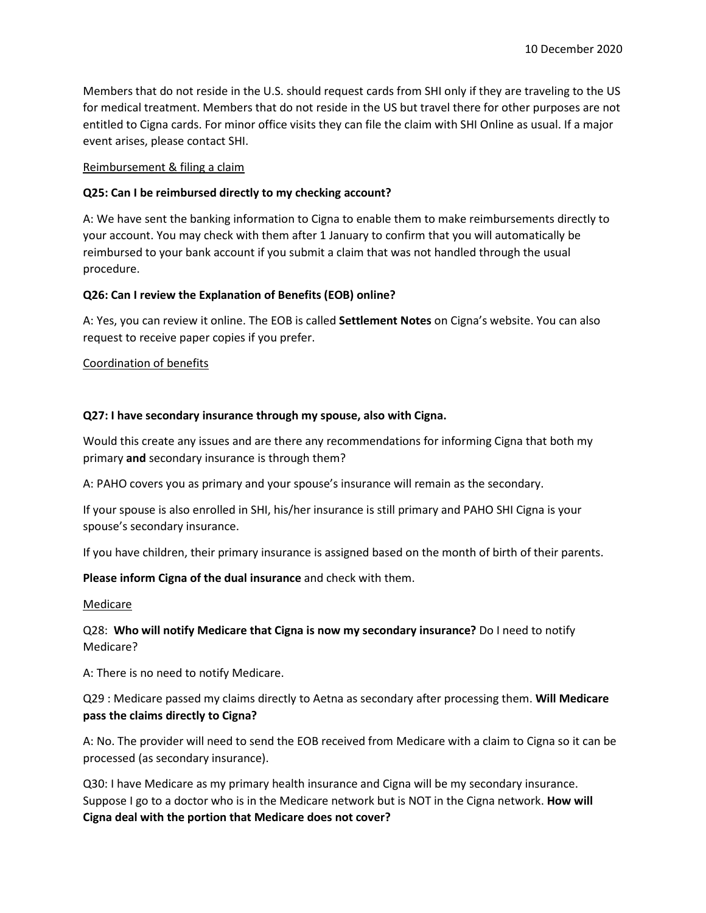Members that do not reside in the U.S. should request cards from SHI only if they are traveling to the US for medical treatment. Members that do not reside in the US but travel there for other purposes are not entitled to Cigna cards. For minor office visits they can file the claim with SHI Online as usual. If a major event arises, please contact SHI.

<u>Reimbursement & filing a claim</u>

**Q25: Can I be reimbursed directly to my checking account?**

A: We have sent the banking information to Cigna to enable them to make reimbursements directly to your account. You may check with them after 1 January to confirm that you will automatically be reimbursed to your bank account if you submit a claim that was not handled through the usual procedure.

**Q26: Can I review the Explanation of Benefits (EOB) online?**

A: Yes, you can review it online. The EOB is called **Settlement Notes** on Cigna's website. You can also request to receive paper copies if you prefer.

<u>Coordination of benefits</u>

**Q27: I have secondary insurance through my spouse, also with Cigna.**

Would this create any issues and are there any recommendations for informing Cigna that both my primary **and** secondary insurance is through them?

A: PAHO covers you as primary and your spouse's insurance will remain as the secondary.

If your spouse is also enrolled in SHI, his/her insurance is still primary and PAHO SHI Cigna is your spouse's secondary insurance.

If you have children, their primary insurance is assigned based on the month of birth of their parents.

**Please inform Cigna of the dual insurance** and check with them.

<u>Medicare</u>

Q28: **Who will notify Medicare that Cigna is now my secondary insurance?** Do I need to notify Medicare?

A: There is no need to notify Medicare.

Q29 : Medicare passed my claims directly to Aetna as secondary after processing them. **Will Medicare pass the claims directly to Cigna?**

A: No. The provider will need to send the EOB received from Medicare with a claim to Cigna so it can be processed (as secondary insurance).

Q30: I have Medicare as my primary health insurance and Cigna will be my secondary insurance. Suppose I go to a doctor who is in the Medicare network but is NOT in the Cigna network. **How will Cigna deal with the portion that Medicare does not cover?**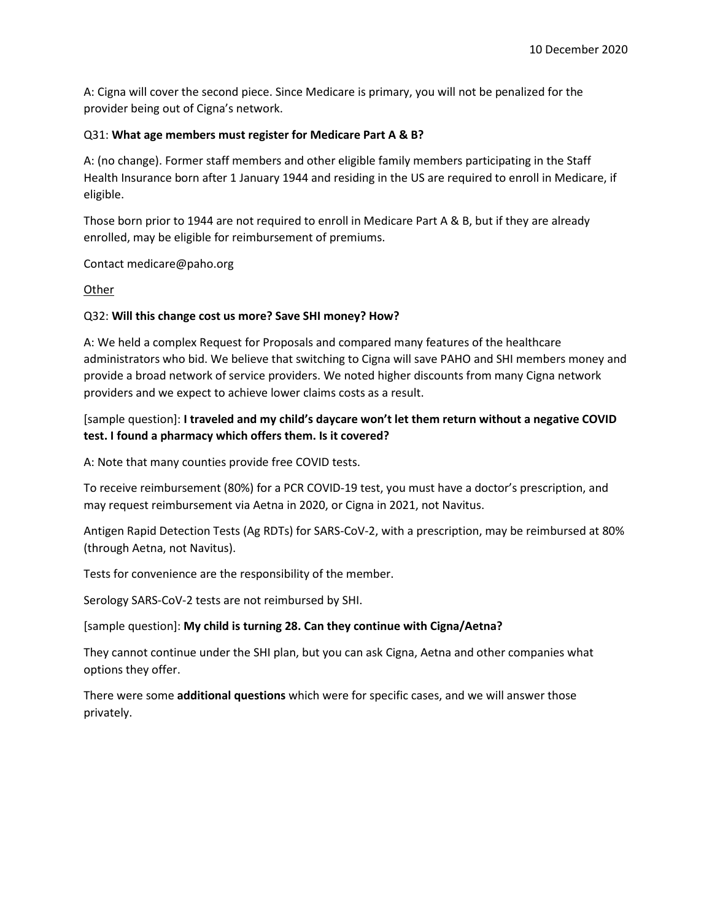A: Cigna will cover the second piece. Since Medicare is primary, you will not be penalized for the provider being out of Cigna's network.

Q31: **What age members must register for Medicare Part A & B?**

A: (no change). Former staff members and other eligible family members participating in the Staff Health Insurance born after 1 January 1944 and residing in the US are required to enroll in Medicare, if eligible.

Those born prior to 1944 are not required to enroll in Medicare Part A & B, but if they are already enrolled, may be eligible for reimbursement of premiums.

Contact medicare@paho.org

<u>Other</u>

Q32: **Will this change cost us more? Save SHI money? How?**

A: We held a complex Request for Proposals and compared many features of the healthcare administrators who bid. We believe that switching to Cigna will save PAHO and SHI members money and provide a broad network of service providers. We noted higher discounts from many Cigna network providers and we expect to achieve lower claims costs as a result.

[sample question]: **I traveled and my child's daycare won't let them return without a negative COVID test. I found a pharmacy which offers them. Is it covered?**

A: Note that many counties provide free COVID tests.

To receive reimbursement (80%) for a PCR COVID-19 test, you must have a doctor's prescription, and may request reimbursement via Aetna in 2020, or Cigna in 2021, not Navitus.

Antigen Rapid Detection Tests (Ag RDTs) for SARS-CoV-2, with a prescription, may be reimbursed at 80% (through Aetna, not Navitus).

Tests for convenience are the responsibility of the member.

Serology SARS-CoV-2 tests are not reimbursed by SHI.

[sample question]: **My child is turning 28. Can they continue with Cigna/Aetna?**

They cannot continue under the SHI plan, but you can ask Cigna, Aetna and other companies what options they offer.

There were some **additional questions** which were for specific cases, and we will answer those privately.